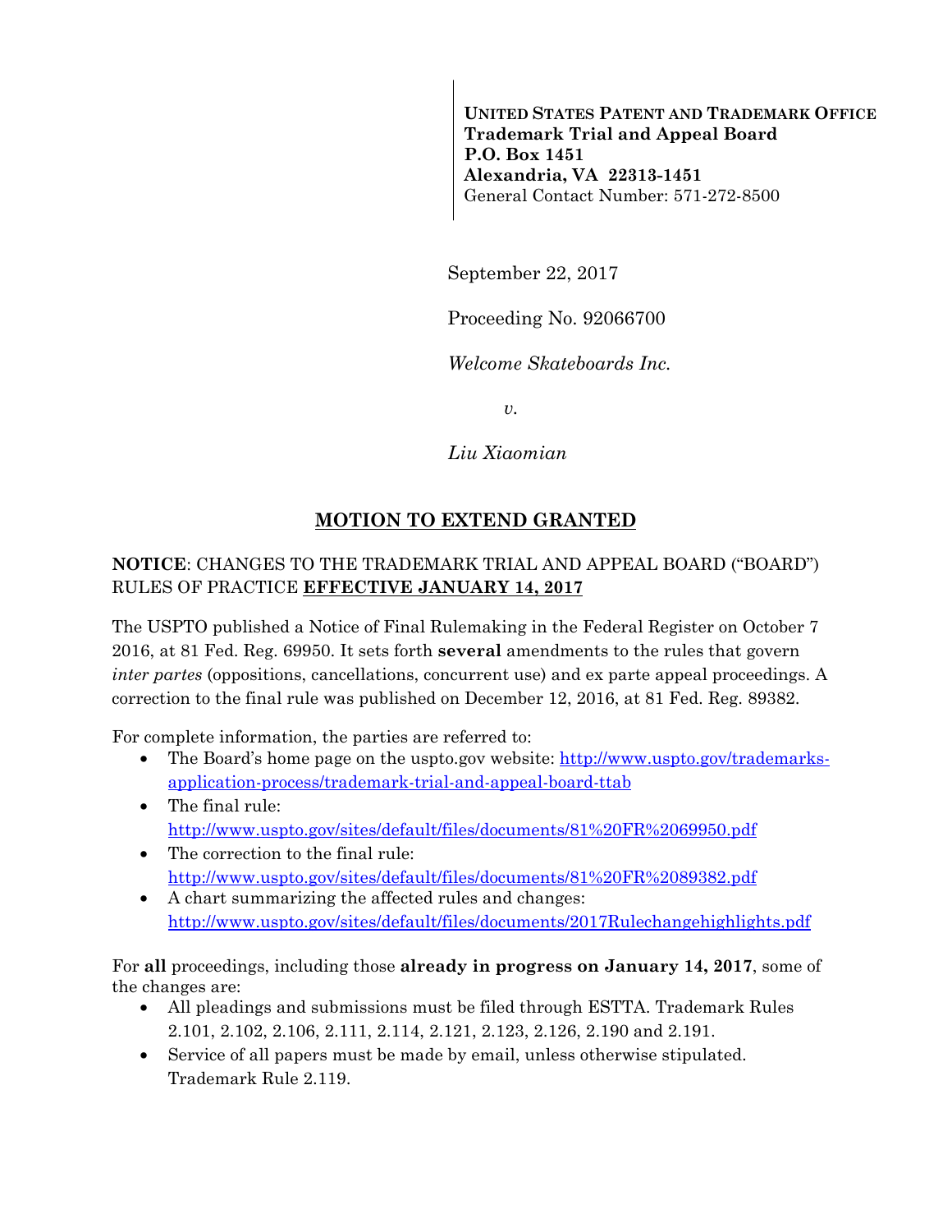**UNITED STATES PATENT AND TRADEMARK OFFICE**
**Trademark Trial and Appeal Board**
**P.O. Box 1451**
**Alexandria, VA 22313-1451**
General Contact Number: 571-272-8500

September 22, 2017

Proceeding No. 92066700

*Welcome Skateboards Inc.*

*v.*

*Liu Xiaomian*

## MOTION TO EXTEND GRANTED

**NOTICE**: CHANGES TO THE TRADEMARK TRIAL AND APPEAL BOARD ("BOARD") RULES OF PRACTICE **EFFECTIVE JANUARY 14, 2017**

The USPTO published a Notice of Final Rulemaking in the Federal Register on October 7 2016, at 81 Fed. Reg. 69950. It sets forth **several** amendments to the rules that govern *inter partes* (oppositions, cancellations, concurrent use) and ex parte appeal proceedings. A correction to the final rule was published on December 12, 2016, at 81 Fed. Reg. 89382.

For complete information, the parties are referred to:

- The Board's home page on the uspto.gov website: http://www.uspto.gov/trademarks-application-process/trademark-trial-and-appeal-board-ttab
- The final rule: http://www.uspto.gov/sites/default/files/documents/81%20FR%2069950.pdf
- The correction to the final rule: http://www.uspto.gov/sites/default/files/documents/81%20FR%2089382.pdf
- A chart summarizing the affected rules and changes: http://www.uspto.gov/sites/default/files/documents/2017Rulechangehighlights.pdf

For **all** proceedings, including those **already in progress on January 14, 2017**, some of the changes are:

- All pleadings and submissions must be filed through ESTTA. Trademark Rules 2.101, 2.102, 2.106, 2.111, 2.114, 2.121, 2.123, 2.126, 2.190 and 2.191.
- Service of all papers must be made by email, unless otherwise stipulated. Trademark Rule 2.119.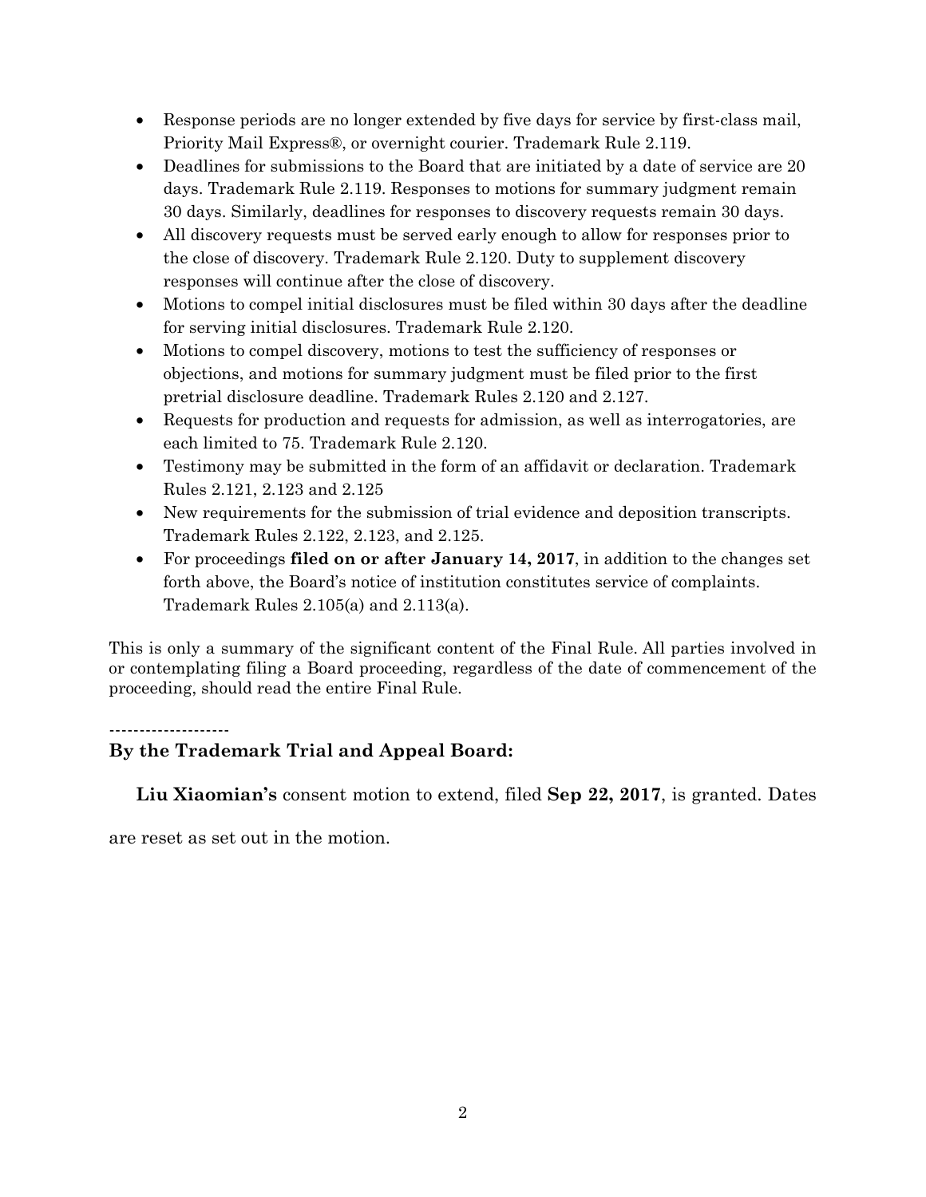- Response periods are no longer extended by five days for service by first-class mail, Priority Mail Express®, or overnight courier. Trademark Rule 2.119.
- Deadlines for submissions to the Board that are initiated by a date of service are 20 days. Trademark Rule 2.119. Responses to motions for summary judgment remain 30 days. Similarly, deadlines for responses to discovery requests remain 30 days.
- All discovery requests must be served early enough to allow for responses prior to the close of discovery. Trademark Rule 2.120. Duty to supplement discovery responses will continue after the close of discovery.
- Motions to compel initial disclosures must be filed within 30 days after the deadline for serving initial disclosures. Trademark Rule 2.120.
- Motions to compel discovery, motions to test the sufficiency of responses or objections, and motions for summary judgment must be filed prior to the first pretrial disclosure deadline. Trademark Rules 2.120 and 2.127.
- Requests for production and requests for admission, as well as interrogatories, are each limited to 75. Trademark Rule 2.120.
- Testimony may be submitted in the form of an affidavit or declaration. Trademark Rules 2.121, 2.123 and 2.125
- New requirements for the submission of trial evidence and deposition transcripts. Trademark Rules 2.122, 2.123, and 2.125.
- For proceedings **filed on or after January 14, 2017**, in addition to the changes set forth above, the Board's notice of institution constitutes service of complaints. Trademark Rules 2.105(a) and 2.113(a).

This is only a summary of the significant content of the Final Rule. All parties involved in or contemplating filing a Board proceeding, regardless of the date of commencement of the proceeding, should read the entire Final Rule.

--------------------

**By the Trademark Trial and Appeal Board:**

**Liu Xiaomian's** consent motion to extend, filed **Sep 22, 2017**, is granted. Dates are reset as set out in the motion.